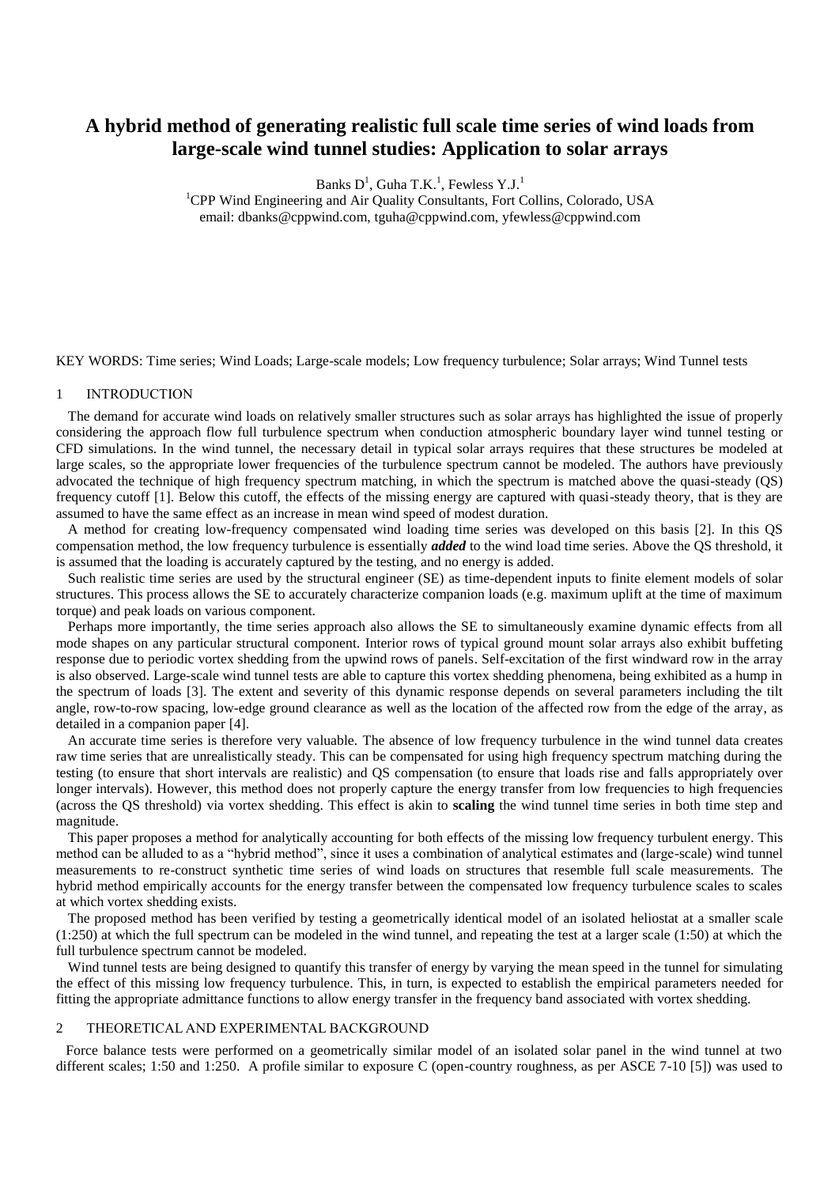# A hybrid method of generating realistic full scale time series of wind loads from large-scale wind tunnel studies: Application to solar arrays

Banks D[1], Guha T.K.[1], Fewless Y.J.[1]

[1]CPP Wind Engineering and Air Quality Consultants, Fort Collins, Colorado, USA
email: dbanks@cppwind.com, tguha@cppwind.com, yfewless@cppwind.com

KEY WORDS: Time series; Wind Loads; Large-scale models; Low frequency turbulence; Solar arrays; Wind Tunnel tests

## 1 INTRODUCTION

The demand for accurate wind loads on relatively smaller structures such as solar arrays has highlighted the issue of properly considering the approach flow full turbulence spectrum when conduction atmospheric boundary layer wind tunnel testing or CFD simulations. In the wind tunnel, the necessary detail in typical solar arrays requires that these structures be modeled at large scales, so the appropriate lower frequencies of the turbulence spectrum cannot be modeled. The authors have previously advocated the technique of high frequency spectrum matching, in which the spectrum is matched above the quasi-steady (QS) frequency cutoff [1]. Below this cutoff, the effects of the missing energy are captured with quasi-steady theory, that is they are assumed to have the same effect as an increase in mean wind speed of modest duration.

A method for creating low-frequency compensated wind loading time series was developed on this basis [2]. In this QS compensation method, the low frequency turbulence is essentially ***added*** to the wind load time series. Above the QS threshold, it is assumed that the loading is accurately captured by the testing, and no energy is added.

Such realistic time series are used by the structural engineer (SE) as time-dependent inputs to finite element models of solar structures. This process allows the SE to accurately characterize companion loads (e.g. maximum uplift at the time of maximum torque) and peak loads on various component.

Perhaps more importantly, the time series approach also allows the SE to simultaneously examine dynamic effects from all mode shapes on any particular structural component. Interior rows of typical ground mount solar arrays also exhibit buffeting response due to periodic vortex shedding from the upwind rows of panels. Self-excitation of the first windward row in the array is also observed. Large-scale wind tunnel tests are able to capture this vortex shedding phenomena, being exhibited as a hump in the spectrum of loads [3]. The extent and severity of this dynamic response depends on several parameters including the tilt angle, row-to-row spacing, low-edge ground clearance as well as the location of the affected row from the edge of the array, as detailed in a companion paper [4].

An accurate time series is therefore very valuable. The absence of low frequency turbulence in the wind tunnel data creates raw time series that are unrealistically steady. This can be compensated for using high frequency spectrum matching during the testing (to ensure that short intervals are realistic) and QS compensation (to ensure that loads rise and falls appropriately over longer intervals). However, this method does not properly capture the energy transfer from low frequencies to high frequencies (across the QS threshold) via vortex shedding. This effect is akin to **scaling** the wind tunnel time series in both time step and magnitude.

This paper proposes a method for analytically accounting for both effects of the missing low frequency turbulent energy. This method can be alluded to as a "hybrid method", since it uses a combination of analytical estimates and (large-scale) wind tunnel measurements to re-construct synthetic time series of wind loads on structures that resemble full scale measurements. The hybrid method empirically accounts for the energy transfer between the compensated low frequency turbulence scales to scales at which vortex shedding exists.

The proposed method has been verified by testing a geometrically identical model of an isolated heliostat at a smaller scale (1:250) at which the full spectrum can be modeled in the wind tunnel, and repeating the test at a larger scale (1:50) at which the full turbulence spectrum cannot be modeled.

Wind tunnel tests are being designed to quantify this transfer of energy by varying the mean speed in the tunnel for simulating the effect of this missing low frequency turbulence. This, in turn, is expected to establish the empirical parameters needed for fitting the appropriate admittance functions to allow energy transfer in the frequency band associated with vortex shedding.

## 2 THEORETICAL AND EXPERIMENTAL BACKGROUND

Force balance tests were performed on a geometrically similar model of an isolated solar panel in the wind tunnel at two different scales; 1:50 and 1:250. A profile similar to exposure C (open-country roughness, as per ASCE 7-10 [5]) was used to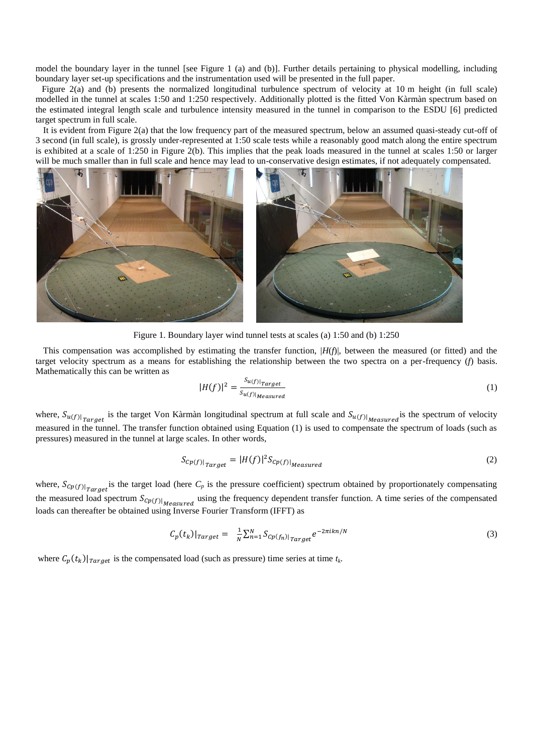model the boundary layer in the tunnel [see Figure 1 (a) and (b)]. Further details pertaining to physical modelling, including boundary layer set-up specifications and the instrumentation used will be presented in the full paper.

Figure 2(a) and (b) presents the normalized longitudinal turbulence spectrum of velocity at 10 m height (in full scale) modelled in the tunnel at scales 1:50 and 1:250 respectively. Additionally plotted is the fitted Von Kàrmàn spectrum based on the estimated integral length scale and turbulence intensity measured in the tunnel in comparison to the ESDU [6] predicted target spectrum in full scale.

It is evident from Figure 2(a) that the low frequency part of the measured spectrum, below an assumed quasi-steady cut-off of 3 second (in full scale), is grossly under-represented at 1:50 scale tests while a reasonably good match along the entire spectrum is exhibited at a scale of 1:250 in Figure 2(b). This implies that the peak loads measured in the tunnel at scales 1:50 or larger will be much smaller than in full scale and hence may lead to un-conservative design estimates, if not adequately compensated.

Figure 1. Boundary layer wind tunnel tests at scales (a) 1:50 and (b) 1:250

This compensation was accomplished by estimating the transfer function, $|H(f)|$, between the measured (or fitted) and the target velocity spectrum as a means for establishing the relationship between the two spectra on a per-frequency ($f$) basis. Mathematically this can be written as

$$|H(f)|^2 = \frac{S_{u(f)|_{Target}}}{S_{u(f)|_{Measured}}} \tag{1}$$

where, $S_{u(f)|_{Target}}$ is the target Von Kàrmàn longitudinal spectrum at full scale and $S_{u(f)|_{Measured}}$ is the spectrum of velocity measured in the tunnel. The transfer function obtained using Equation (1) is used to compensate the spectrum of loads (such as pressures) measured in the tunnel at large scales. In other words,

$$S_{Cp(f)|_{Target}} = |H(f)|^2 S_{Cp(f)|_{Measured}} \tag{2}$$

where, $S_{Cp(f)|_{Target}}$ is the target load (here $C_p$ is the pressure coefficient) spectrum obtained by proportionately compensating the measured load spectrum $S_{Cp(f)|_{Measured}}$ using the frequency dependent transfer function. A time series of the compensated loads can thereafter be obtained using Inverse Fourier Transform (IFFT) as

$$C_p(t_k)|_{Target} = \frac{1}{N}\sum_{n=1}^{N} S_{Cp(f_n)|_{Target}} e^{-2\pi ikn/N} \tag{3}$$

where $C_p(t_k)|_{Target}$ is the compensated load (such as pressure) time series at time $t_k$.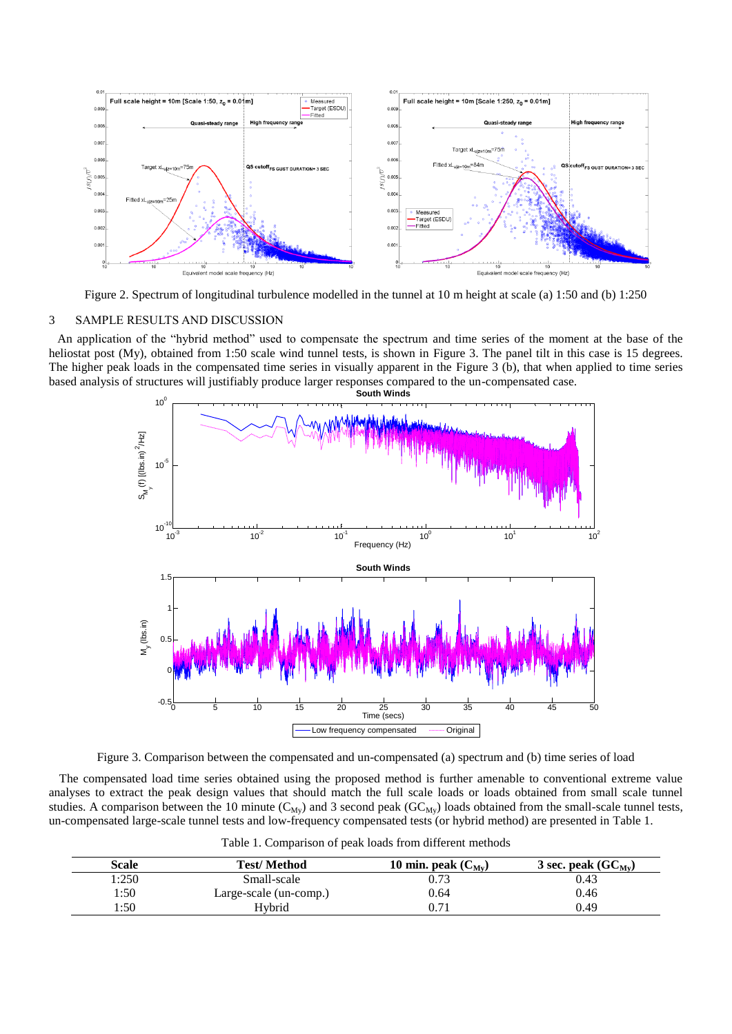Figure 2. Spectrum of longitudinal turbulence modelled in the tunnel at 10 m height at scale (a) 1:50 and (b) 1:250

## 3 SAMPLE RESULTS AND DISCUSSION

An application of the "hybrid method" used to compensate the spectrum and time series of the moment at the base of the heliostat post (My), obtained from 1:50 scale wind tunnel tests, is shown in Figure 3. The panel tilt in this case is 15 degrees. The higher peak loads in the compensated time series in visually apparent in the Figure 3 (b), that when applied to time series based analysis of structures will justifiably produce larger responses compared to the un-compensated case.

Figure 3. Comparison between the compensated and un-compensated (a) spectrum and (b) time series of load

The compensated load time series obtained using the proposed method is further amenable to conventional extreme value analyses to extract the peak design values that should match the full scale loads or loads obtained from small scale tunnel studies. A comparison between the 10 minute ($C_{My}$) and 3 second peak ($GC_{My}$) loads obtained from the small-scale tunnel tests, un-compensated large-scale tunnel tests and low-frequency compensated tests (or hybrid method) are presented in Table 1.

Table 1. Comparison of peak loads from different methods

| Scale | Test/ Method | 10 min. peak ($C_{My}$) | 3 sec. peak ($GC_{My}$) |
|---|---|---|---|
| 1:250 | Small-scale | 0.73 | 0.43 |
| 1:50 | Large-scale (un-comp.) | 0.64 | 0.46 |
| 1:50 | Hybrid | 0.71 | 0.49 |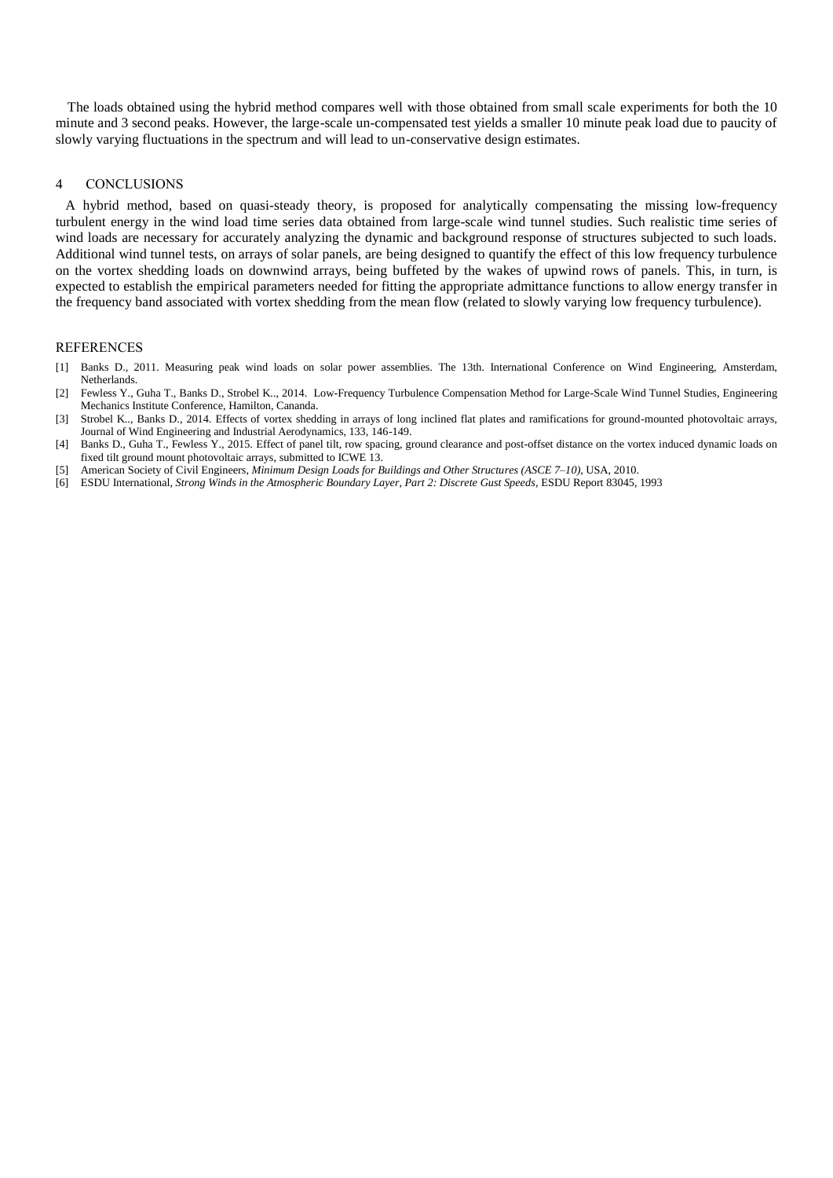The loads obtained using the hybrid method compares well with those obtained from small scale experiments for both the 10 minute and 3 second peaks. However, the large-scale un-compensated test yields a smaller 10 minute peak load due to paucity of slowly varying fluctuations in the spectrum and will lead to un-conservative design estimates.

## 4 CONCLUSIONS

A hybrid method, based on quasi-steady theory, is proposed for analytically compensating the missing low-frequency turbulent energy in the wind load time series data obtained from large-scale wind tunnel studies. Such realistic time series of wind loads are necessary for accurately analyzing the dynamic and background response of structures subjected to such loads. Additional wind tunnel tests, on arrays of solar panels, are being designed to quantify the effect of this low frequency turbulence on the vortex shedding loads on downwind arrays, being buffeted by the wakes of upwind rows of panels. This, in turn, is expected to establish the empirical parameters needed for fitting the appropriate admittance functions to allow energy transfer in the frequency band associated with vortex shedding from the mean flow (related to slowly varying low frequency turbulence).

## REFERENCES

[1] Banks D., 2011. Measuring peak wind loads on solar power assemblies. The 13th. International Conference on Wind Engineering, Amsterdam, Netherlands.

[2] Fewless Y., Guha T., Banks D., Strobel K.., 2014. Low-Frequency Turbulence Compensation Method for Large-Scale Wind Tunnel Studies, Engineering Mechanics Institute Conference, Hamilton, Cananda.

[3] Strobel K.., Banks D., 2014. Effects of vortex shedding in arrays of long inclined flat plates and ramifications for ground-mounted photovoltaic arrays, Journal of Wind Engineering and Industrial Aerodynamics, 133, 146-149.

[4] Banks D., Guha T., Fewless Y., 2015. Effect of panel tilt, row spacing, ground clearance and post-offset distance on the vortex induced dynamic loads on fixed tilt ground mount photovoltaic arrays, submitted to ICWE 13.

[5] American Society of Civil Engineers, *Minimum Design Loads for Buildings and Other Structures (ASCE 7–10)*, USA, 2010.

[6] ESDU International, *Strong Winds in the Atmospheric Boundary Layer, Part 2: Discrete Gust Speeds*, ESDU Report 83045, 1993